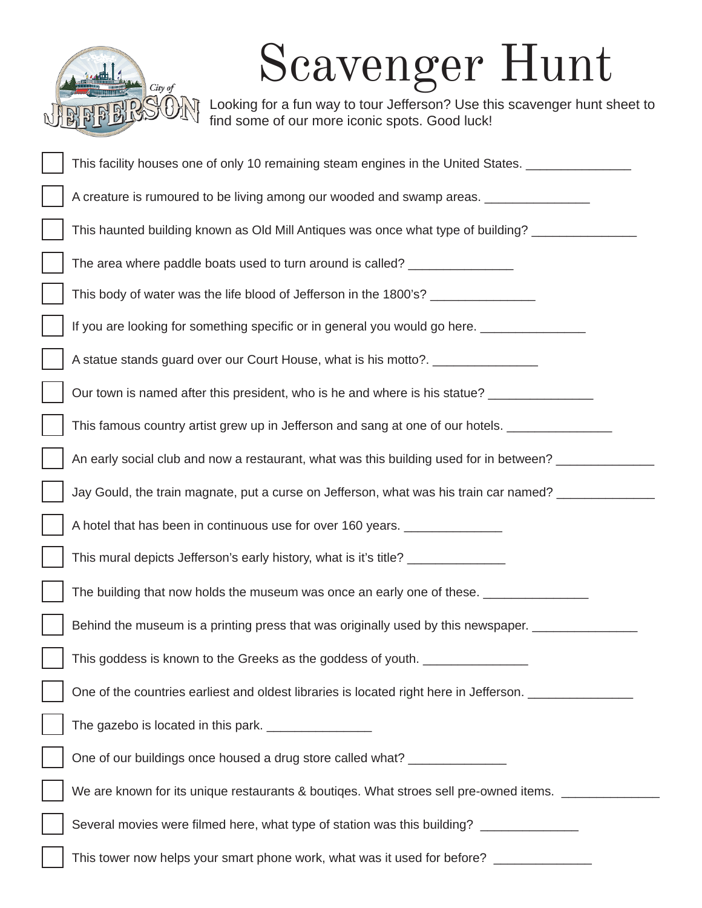# Scavenger Hunt

Looking for a fun way to tour Jefferson? Use this scavenger hunt sheet to find some of our more iconic spots. Good luck!

- [ ] This facility houses one of only 10 remaining steam engines in the United States. _______________
- [ ] A creature is rumoured to be living among our wooded and swamp areas. _______________
- [ ] This haunted building known as Old Mill Antiques was once what type of building? _______________
- [ ] The area where paddle boats used to turn around is called? _______________
- [ ] This body of water was the life blood of Jefferson in the 1800's? _______________
- [ ] If you are looking for something specific or in general you would go here. _______________
- [ ] A statue stands guard over our Court House, what is his motto?. _______________
- [ ] Our town is named after this president, who is he and where is his statue? _______________
- [ ] This famous country artist grew up in Jefferson and sang at one of our hotels. _______________
- [ ] An early social club and now a restaurant, what was this building used for in between? ______________
- [ ] Jay Gould, the train magnate, put a curse on Jefferson, what was his train car named? ______________
- [ ] A hotel that has been in continuous use for over 160 years. ______________
- [ ] This mural depicts Jefferson's early history, what is it's title? ______________
- [ ] The building that now holds the museum was once an early one of these. _______________
- [ ] Behind the museum is a printing press that was originally used by this newspaper. _______________
- [ ] This goddess is known to the Greeks as the goddess of youth. _______________
- [ ] One of the countries earliest and oldest libraries is located right here in Jefferson. _______________
- [ ] The gazebo is located in this park. _______________
- [ ] One of our buildings once housed a drug store called what? ______________
- [ ] We are known for its unique restaurants & boutiqes. What stroes sell pre-owned items. ______________
- [ ] Several movies were filmed here, what type of station was this building? ______________
- [ ] This tower now helps your smart phone work, what was it used for before? ______________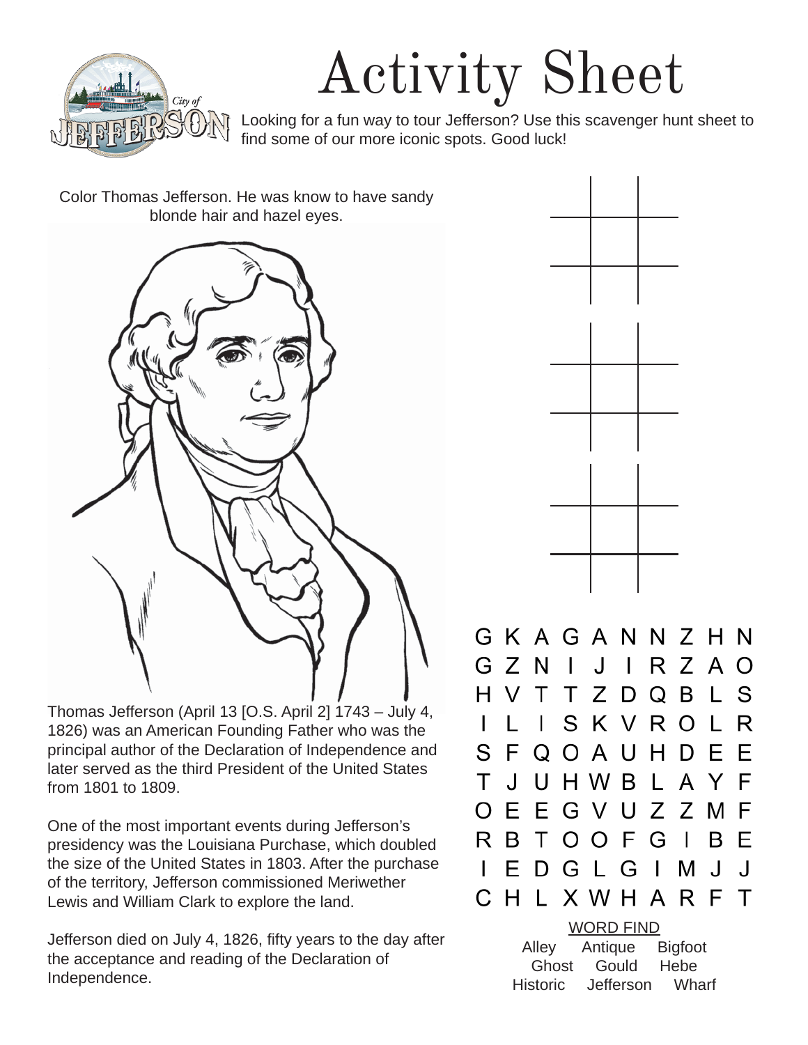# Activity Sheet

Looking for a fun way to tour Jefferson? Use this scavenger hunt sheet to find some of our more iconic spots. Good luck!

Color Thomas Jefferson. He was know to have sandy blonde hair and hazel eyes.

Thomas Jefferson (April 13 [O.S. April 2] 1743 – July 4, 1826) was an American Founding Father who was the principal author of the Declaration of Independence and later served as the third President of the United States from 1801 to 1809.

One of the most important events during Jefferson's presidency was the Louisiana Purchase, which doubled the size of the United States in 1803. After the purchase of the territory, Jefferson commissioned Meriwether Lewis and William Clark to explore the land.

Jefferson died on July 4, 1826, fifty years to the day after the acceptance and reading of the Declaration of Independence.

```
G K A G A N N Z H N
G Z N I J I R Z A O
H V T T Z D Q B L S
I L I S K V R O L R
S F Q O A U H D E E
T J U H W B L A Y F
O E E G V U Z Z M F
R B T O O F G I B E
I E D G L G I M J J
C H L X W H A R F T
```

WORD FIND

Alley Antique Bigfoot
Ghost Gould Hebe
Historic Jefferson Wharf